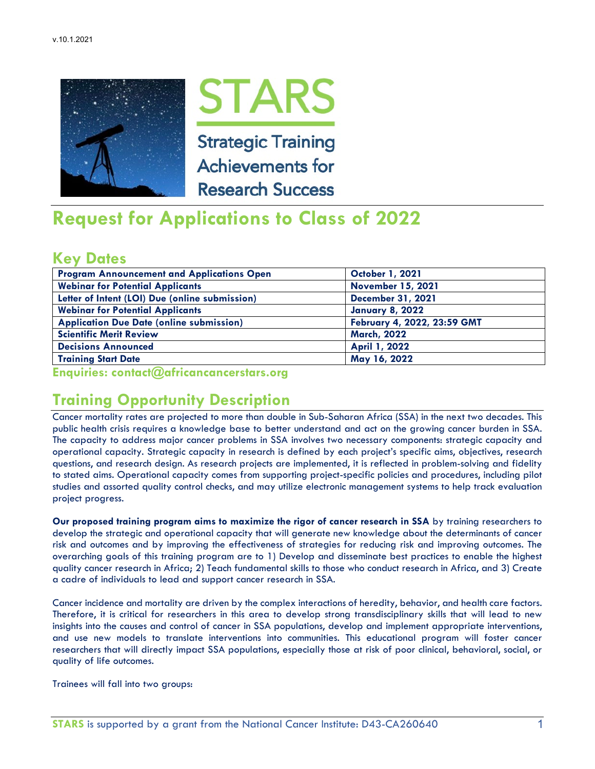v.10.1.2021

# STARS

Strategic Training Achievements for Research Success

# Request for Applications to Class of 2022

## Key Dates

| Program Announcement and Applications Open | October 1, 2021 |
|---|---|
| Webinar for Potential Applicants | November 15, 2021 |
| Letter of Intent (LOI) Due (online submission) | December 31, 2021 |
| Webinar for Potential Applicants | January 8, 2022 |
| Application Due Date (online submission) | February 4, 2022, 23:59 GMT |
| Scientific Merit Review | March, 2022 |
| Decisions Announced | April 1, 2022 |
| Training Start Date | May 16, 2022 |

**Enquiries: contact@africancancerstars.org**

## Training Opportunity Description

Cancer mortality rates are projected to more than double in Sub-Saharan Africa (SSA) in the next two decades. This public health crisis requires a knowledge base to better understand and act on the growing cancer burden in SSA. The capacity to address major cancer problems in SSA involves two necessary components: strategic capacity and operational capacity. Strategic capacity in research is defined by each project's specific aims, objectives, research questions, and research design. As research projects are implemented, it is reflected in problem-solving and fidelity to stated aims. Operational capacity comes from supporting project-specific policies and procedures, including pilot studies and assorted quality control checks, and may utilize electronic management systems to help track evaluation project progress.

**Our proposed training program aims to maximize the rigor of cancer research in SSA** by training researchers to develop the strategic and operational capacity that will generate new knowledge about the determinants of cancer risk and outcomes and by improving the effectiveness of strategies for reducing risk and improving outcomes. The overarching goals of this training program are to 1) Develop and disseminate best practices to enable the highest quality cancer research in Africa; 2) Teach fundamental skills to those who conduct research in Africa, and 3) Create a cadre of individuals to lead and support cancer research in SSA.

Cancer incidence and mortality are driven by the complex interactions of heredity, behavior, and health care factors. Therefore, it is critical for researchers in this area to develop strong transdisciplinary skills that will lead to new insights into the causes and control of cancer in SSA populations, develop and implement appropriate interventions, and use new models to translate interventions into communities. This educational program will foster cancer researchers that will directly impact SSA populations, especially those at risk of poor clinical, behavioral, social, or quality of life outcomes.

Trainees will fall into two groups:

**STARS** is supported by a grant from the National Cancer Institute: D43-CA260640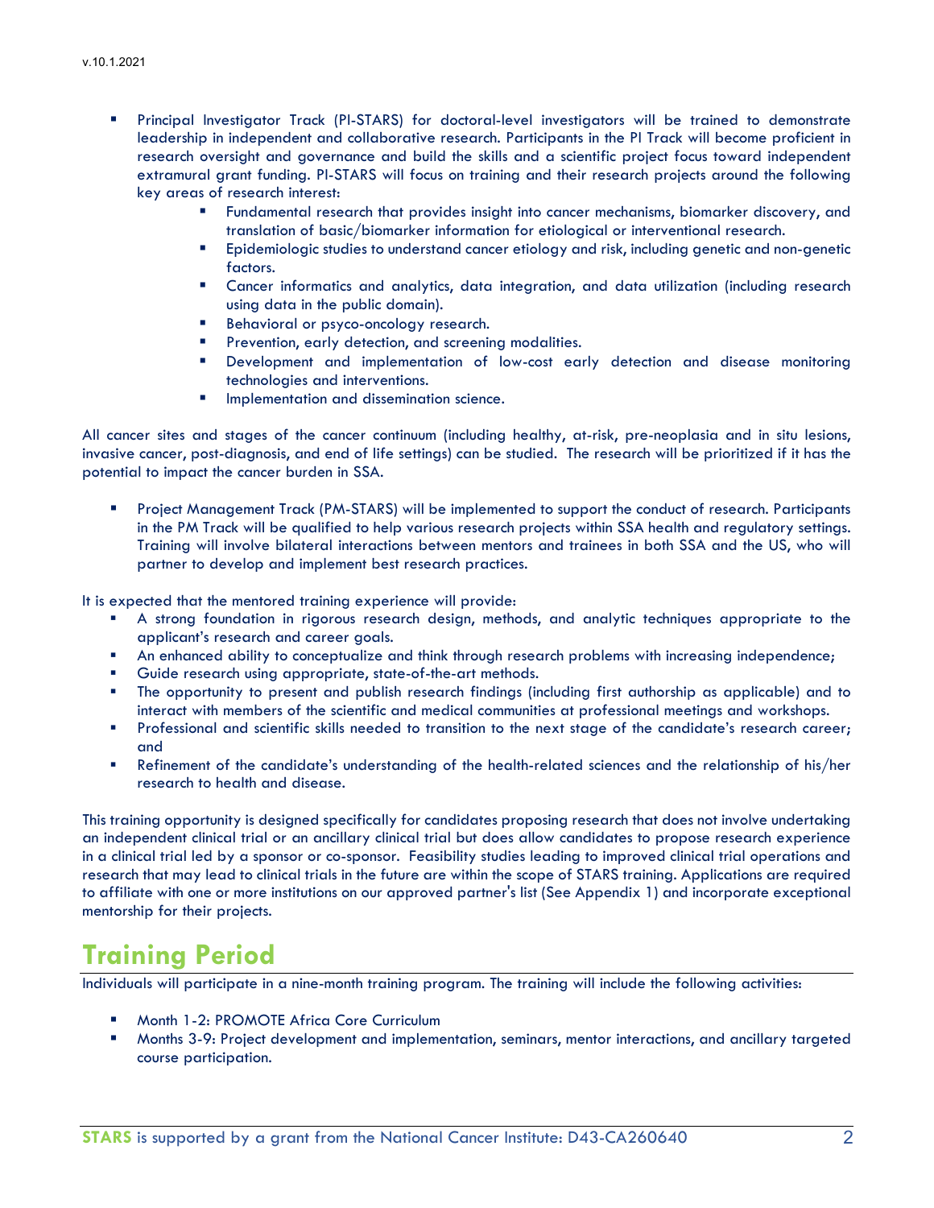- Principal Investigator Track (PI-STARS) for doctoral-level investigators will be trained to demonstrate leadership in independent and collaborative research. Participants in the PI Track will become proficient in research oversight and governance and build the skills and a scientific project focus toward independent extramural grant funding. PI-STARS will focus on training and their research projects around the following key areas of research interest:
    - Fundamental research that provides insight into cancer mechanisms, biomarker discovery, and translation of basic/biomarker information for etiological or interventional research.
    - Epidemiologic studies to understand cancer etiology and risk, including genetic and non-genetic factors.
    - Cancer informatics and analytics, data integration, and data utilization (including research using data in the public domain).
    - Behavioral or psyco-oncology research.
    - Prevention, early detection, and screening modalities.
    - Development and implementation of low-cost early detection and disease monitoring technologies and interventions.
    - Implementation and dissemination science.

All cancer sites and stages of the cancer continuum (including healthy, at-risk, pre-neoplasia and in situ lesions, invasive cancer, post-diagnosis, and end of life settings) can be studied. The research will be prioritized if it has the potential to impact the cancer burden in SSA.

- Project Management Track (PM-STARS) will be implemented to support the conduct of research. Participants in the PM Track will be qualified to help various research projects within SSA health and regulatory settings. Training will involve bilateral interactions between mentors and trainees in both SSA and the US, who will partner to develop and implement best research practices.

It is expected that the mentored training experience will provide:

- A strong foundation in rigorous research design, methods, and analytic techniques appropriate to the applicant's research and career goals.
- An enhanced ability to conceptualize and think through research problems with increasing independence;
- Guide research using appropriate, state-of-the-art methods.
- The opportunity to present and publish research findings (including first authorship as applicable) and to interact with members of the scientific and medical communities at professional meetings and workshops.
- Professional and scientific skills needed to transition to the next stage of the candidate's research career; and
- Refinement of the candidate's understanding of the health-related sciences and the relationship of his/her research to health and disease.

This training opportunity is designed specifically for candidates proposing research that does not involve undertaking an independent clinical trial or an ancillary clinical trial but does allow candidates to propose research experience in a clinical trial led by a sponsor or co-sponsor. Feasibility studies leading to improved clinical trial operations and research that may lead to clinical trials in the future are within the scope of STARS training. Applications are required to affiliate with one or more institutions on our approved partner's list (See Appendix 1) and incorporate exceptional mentorship for their projects.

# Training Period

Individuals will participate in a nine-month training program. The training will include the following activities:

- Month 1-2: PROMOTE Africa Core Curriculum
- Months 3-9: Project development and implementation, seminars, mentor interactions, and ancillary targeted course participation.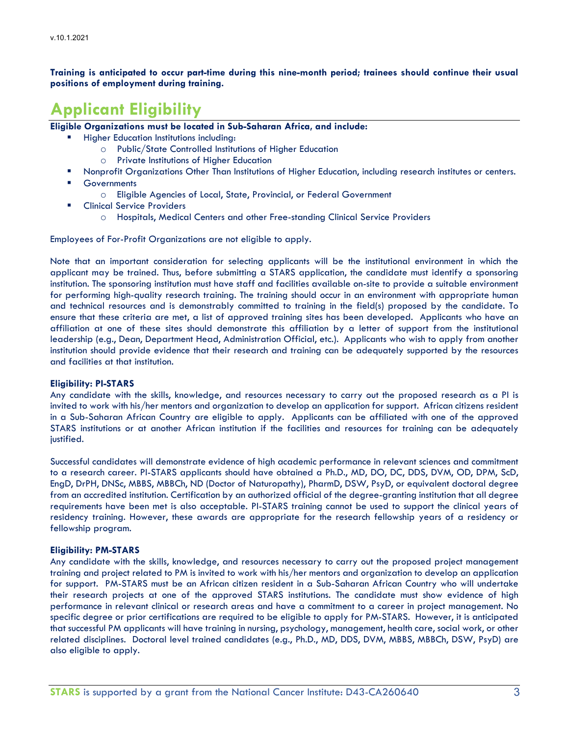**Training is anticipated to occur part-time during this nine-month period; trainees should continue their usual positions of employment during training.**

# Applicant Eligibility

**Eligible Organizations must be located in Sub-Saharan Africa, and include:**

- Higher Education Institutions including:
  - Public/State Controlled Institutions of Higher Education
  - Private Institutions of Higher Education
- Nonprofit Organizations Other Than Institutions of Higher Education, including research institutes or centers.
- Governments
  - Eligible Agencies of Local, State, Provincial, or Federal Government
- Clinical Service Providers
  - Hospitals, Medical Centers and other Free-standing Clinical Service Providers

Employees of For-Profit Organizations are not eligible to apply.

Note that an important consideration for selecting applicants will be the institutional environment in which the applicant may be trained. Thus, before submitting a STARS application, the candidate must identify a sponsoring institution. The sponsoring institution must have staff and facilities available on-site to provide a suitable environment for performing high-quality research training. The training should occur in an environment with appropriate human and technical resources and is demonstrably committed to training in the field(s) proposed by the candidate. To ensure that these criteria are met, a list of approved training sites has been developed. Applicants who have an affiliation at one of these sites should demonstrate this affiliation by a letter of support from the institutional leadership (e.g., Dean, Department Head, Administration Official, etc.). Applicants who wish to apply from another institution should provide evidence that their research and training can be adequately supported by the resources and facilities at that institution.

**Eligibility: PI-STARS**

Any candidate with the skills, knowledge, and resources necessary to carry out the proposed research as a PI is invited to work with his/her mentors and organization to develop an application for support. African citizens resident in a Sub-Saharan African Country are eligible to apply. Applicants can be affiliated with one of the approved STARS institutions or at another African institution if the facilities and resources for training can be adequately justified.

Successful candidates will demonstrate evidence of high academic performance in relevant sciences and commitment to a research career. PI-STARS applicants should have obtained a Ph.D., MD, DO, DC, DDS, DVM, OD, DPM, ScD, EngD, DrPH, DNSc, MBBS, MBBCh, ND (Doctor of Naturopathy), PharmD, DSW, PsyD, or equivalent doctoral degree from an accredited institution. Certification by an authorized official of the degree-granting institution that all degree requirements have been met is also acceptable. PI-STARS training cannot be used to support the clinical years of residency training. However, these awards are appropriate for the research fellowship years of a residency or fellowship program.

**Eligibility: PM-STARS**

Any candidate with the skills, knowledge, and resources necessary to carry out the proposed project management training and project related to PM is invited to work with his/her mentors and organization to develop an application for support. PM-STARS must be an African citizen resident in a Sub-Saharan African Country who will undertake their research projects at one of the approved STARS institutions. The candidate must show evidence of high performance in relevant clinical or research areas and have a commitment to a career in project management. No specific degree or prior certifications are required to be eligible to apply for PM-STARS. However, it is anticipated that successful PM applicants will have training in nursing, psychology, management, health care, social work, or other related disciplines. Doctoral level trained candidates (e.g., Ph.D., MD, DDS, DVM, MBBS, MBBCh, DSW, PsyD) are also eligible to apply.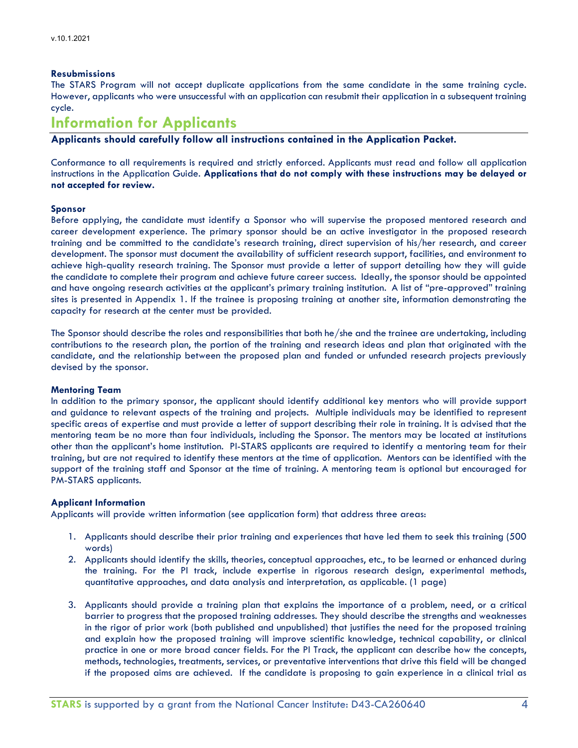**Resubmissions**

The STARS Program will not accept duplicate applications from the same candidate in the same training cycle. However, applicants who were unsuccessful with an application can resubmit their application in a subsequent training cycle.

# Information for Applicants

**Applicants should carefully follow all instructions contained in the Application Packet.**

Conformance to all requirements is required and strictly enforced. Applicants must read and follow all application instructions in the Application Guide. **Applications that do not comply with these instructions may be delayed or not accepted for review.**

**Sponsor**

Before applying, the candidate must identify a Sponsor who will supervise the proposed mentored research and career development experience. The primary sponsor should be an active investigator in the proposed research training and be committed to the candidate's research training, direct supervision of his/her research, and career development. The sponsor must document the availability of sufficient research support, facilities, and environment to achieve high-quality research training. The Sponsor must provide a letter of support detailing how they will guide the candidate to complete their program and achieve future career success. Ideally, the sponsor should be appointed and have ongoing research activities at the applicant's primary training institution. A list of "pre-approved" training sites is presented in Appendix 1. If the trainee is proposing training at another site, information demonstrating the capacity for research at the center must be provided.

The Sponsor should describe the roles and responsibilities that both he/she and the trainee are undertaking, including contributions to the research plan, the portion of the training and research ideas and plan that originated with the candidate, and the relationship between the proposed plan and funded or unfunded research projects previously devised by the sponsor.

**Mentoring Team**

In addition to the primary sponsor, the applicant should identify additional key mentors who will provide support and guidance to relevant aspects of the training and projects. Multiple individuals may be identified to represent specific areas of expertise and must provide a letter of support describing their role in training. It is advised that the mentoring team be no more than four individuals, including the Sponsor. The mentors may be located at institutions other than the applicant's home institution. PI-STARS applicants are required to identify a mentoring team for their training, but are not required to identify these mentors at the time of application. Mentors can be identified with the support of the training staff and Sponsor at the time of training. A mentoring team is optional but encouraged for PM-STARS applicants.

**Applicant Information**

Applicants will provide written information (see application form) that address three areas:

1. Applicants should describe their prior training and experiences that have led them to seek this training (500 words)
2. Applicants should identify the skills, theories, conceptual approaches, etc., to be learned or enhanced during the training. For the PI track, include expertise in rigorous research design, experimental methods, quantitative approaches, and data analysis and interpretation, as applicable. (1 page)
3. Applicants should provide a training plan that explains the importance of a problem, need, or a critical barrier to progress that the proposed training addresses. They should describe the strengths and weaknesses in the rigor of prior work (both published and unpublished) that justifies the need for the proposed training and explain how the proposed training will improve scientific knowledge, technical capability, or clinical practice in one or more broad cancer fields. For the PI Track, the applicant can describe how the concepts, methods, technologies, treatments, services, or preventative interventions that drive this field will be changed if the proposed aims are achieved. If the candidate is proposing to gain experience in a clinical trial as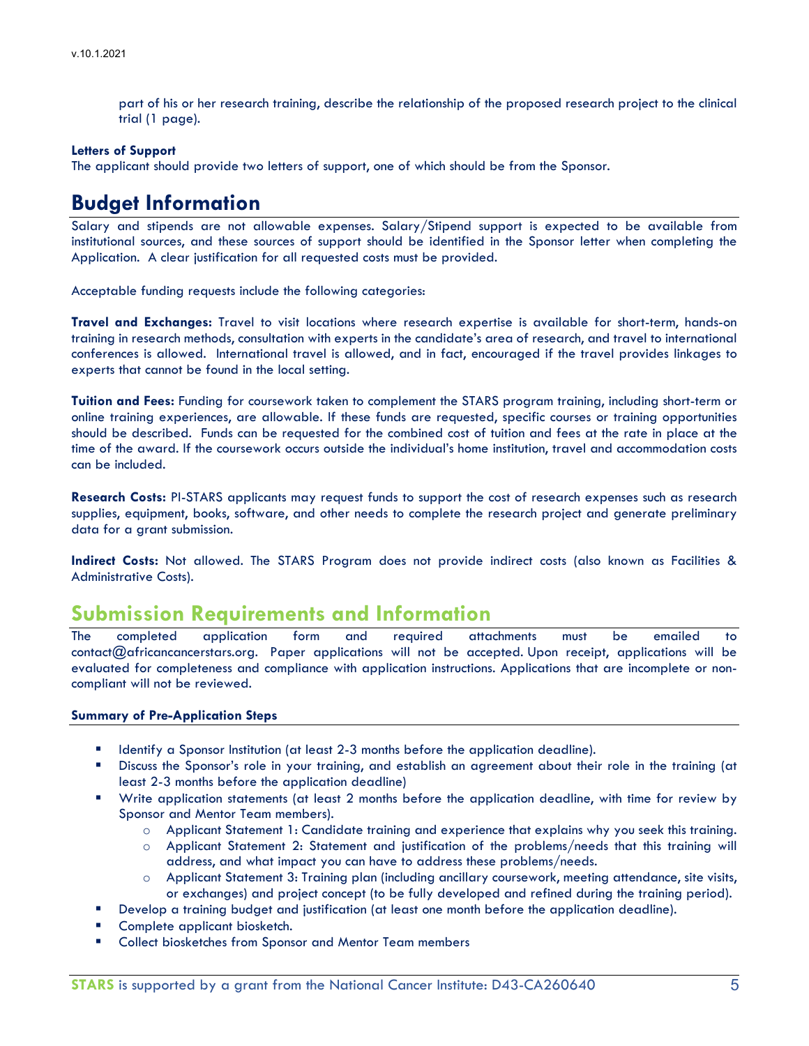part of his or her research training, describe the relationship of the proposed research project to the clinical trial (1 page).

**Letters of Support**

The applicant should provide two letters of support, one of which should be from the Sponsor.

## Budget Information

Salary and stipends are not allowable expenses. Salary/Stipend support is expected to be available from institutional sources, and these sources of support should be identified in the Sponsor letter when completing the Application. A clear justification for all requested costs must be provided.

Acceptable funding requests include the following categories:

**Travel and Exchanges:** Travel to visit locations where research expertise is available for short-term, hands-on training in research methods, consultation with experts in the candidate's area of research, and travel to international conferences is allowed. International travel is allowed, and in fact, encouraged if the travel provides linkages to experts that cannot be found in the local setting.

**Tuition and Fees:** Funding for coursework taken to complement the STARS program training, including short-term or online training experiences, are allowable. If these funds are requested, specific courses or training opportunities should be described. Funds can be requested for the combined cost of tuition and fees at the rate in place at the time of the award. If the coursework occurs outside the individual's home institution, travel and accommodation costs can be included.

**Research Costs:** PI-STARS applicants may request funds to support the cost of research expenses such as research supplies, equipment, books, software, and other needs to complete the research project and generate preliminary data for a grant submission.

**Indirect Costs:** Not allowed. The STARS Program does not provide indirect costs (also known as Facilities & Administrative Costs).

## Submission Requirements and Information

The completed application form and required attachments must be emailed to contact@africancancerstars.org. Paper applications will not be accepted. Upon receipt, applications will be evaluated for completeness and compliance with application instructions. Applications that are incomplete or non-compliant will not be reviewed.

**Summary of Pre-Application Steps**

- Identify a Sponsor Institution (at least 2-3 months before the application deadline).
- Discuss the Sponsor's role in your training, and establish an agreement about their role in the training (at least 2-3 months before the application deadline)
- Write application statements (at least 2 months before the application deadline, with time for review by Sponsor and Mentor Team members).
  - Applicant Statement 1: Candidate training and experience that explains why you seek this training.
  - Applicant Statement 2: Statement and justification of the problems/needs that this training will address, and what impact you can have to address these problems/needs.
  - Applicant Statement 3: Training plan (including ancillary coursework, meeting attendance, site visits, or exchanges) and project concept (to be fully developed and refined during the training period).
- Develop a training budget and justification (at least one month before the application deadline).
- Complete applicant biosketch.
- Collect biosketches from Sponsor and Mentor Team members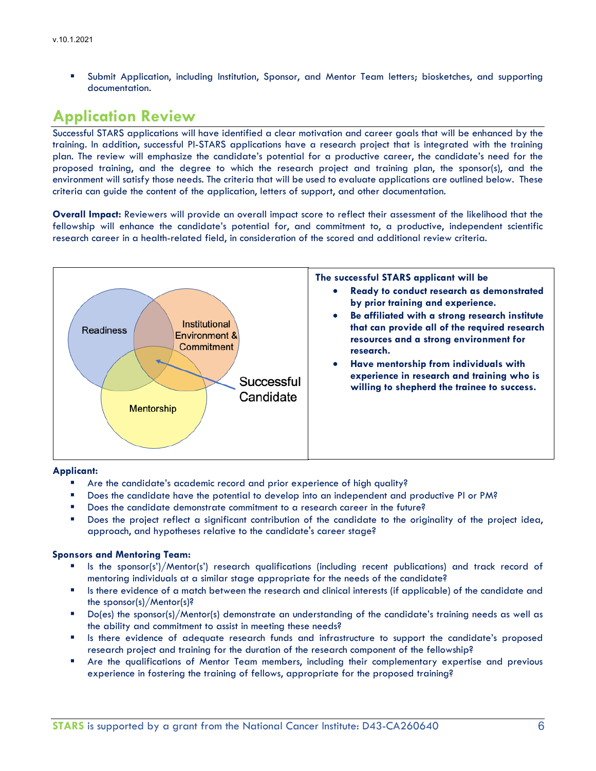- Submit Application, including Institution, Sponsor, and Mentor Team letters; biosketches, and supporting documentation.

## Application Review

Successful STARS applications will have identified a clear motivation and career goals that will be enhanced by the training. In addition, successful PI-STARS applications have a research project that is integrated with the training plan. The review will emphasize the candidate's potential for a productive career, the candidate's need for the proposed training, and the degree to which the research project and training plan, the sponsor(s), and the environment will satisfy those needs. The criteria that will be used to evaluate applications are outlined below. These criteria can guide the content of the application, letters of support, and other documentation.

**Overall Impact:** Reviewers will provide an overall impact score to reflect their assessment of the likelihood that the fellowship will enhance the candidate's potential for, and commitment to, a productive, independent scientific research career in a health-related field, in consideration of the scored and additional review criteria.

Readiness

Institutional Environment & Commitment

Mentorship

Successful Candidate

**The successful STARS applicant will be**

- **Ready to conduct research as demonstrated by prior training and experience.**
- **Be affiliated with a strong research institute that can provide all of the required research resources and a strong environment for research.**
- **Have mentorship from individuals with experience in research and training who is willing to shepherd the trainee to success.**

**Applicant:**

- Are the candidate's academic record and prior experience of high quality?
- Does the candidate have the potential to develop into an independent and productive PI or PM?
- Does the candidate demonstrate commitment to a research career in the future?
- Does the project reflect a significant contribution of the candidate to the originality of the project idea, approach, and hypotheses relative to the candidate's career stage?

**Sponsors and Mentoring Team:**

- Is the sponsor(s')/Mentor(s') research qualifications (including recent publications) and track record of mentoring individuals at a similar stage appropriate for the needs of the candidate?
- Is there evidence of a match between the research and clinical interests (if applicable) of the candidate and the sponsor(s)/Mentor(s)?
- Do(es) the sponsor(s)/Mentor(s) demonstrate an understanding of the candidate's training needs as well as the ability and commitment to assist in meeting these needs?
- Is there evidence of adequate research funds and infrastructure to support the candidate's proposed research project and training for the duration of the research component of the fellowship?
- Are the qualifications of Mentor Team members, including their complementary expertise and previous experience in fostering the training of fellows, appropriate for the proposed training?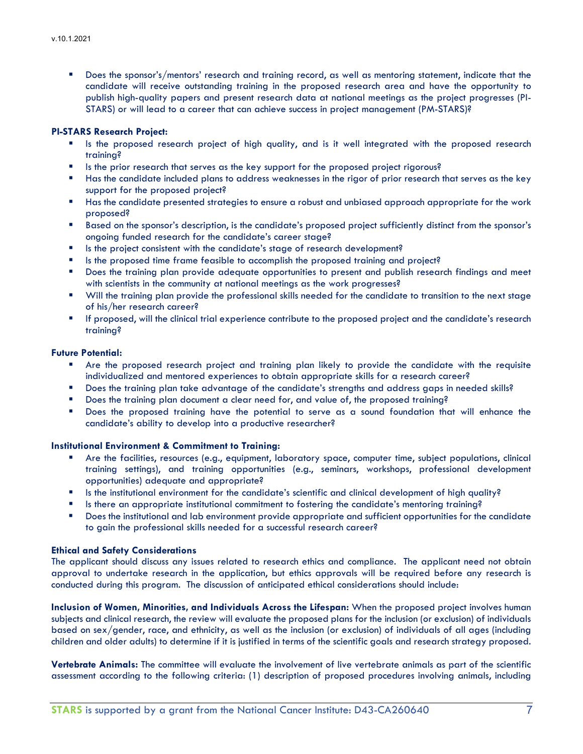- Does the sponsor's/mentors' research and training record, as well as mentoring statement, indicate that the candidate will receive outstanding training in the proposed research area and have the opportunity to publish high-quality papers and present research data at national meetings as the project progresses (PI-STARS) or will lead to a career that can achieve success in project management (PM-STARS)?

**PI-STARS Research Project:**

- Is the proposed research project of high quality, and is it well integrated with the proposed research training?
- Is the prior research that serves as the key support for the proposed project rigorous?
- Has the candidate included plans to address weaknesses in the rigor of prior research that serves as the key support for the proposed project?
- Has the candidate presented strategies to ensure a robust and unbiased approach appropriate for the work proposed?
- Based on the sponsor's description, is the candidate's proposed project sufficiently distinct from the sponsor's ongoing funded research for the candidate's career stage?
- Is the project consistent with the candidate's stage of research development?
- Is the proposed time frame feasible to accomplish the proposed training and project?
- Does the training plan provide adequate opportunities to present and publish research findings and meet with scientists in the community at national meetings as the work progresses?
- Will the training plan provide the professional skills needed for the candidate to transition to the next stage of his/her research career?
- If proposed, will the clinical trial experience contribute to the proposed project and the candidate's research training?

**Future Potential:**

- Are the proposed research project and training plan likely to provide the candidate with the requisite individualized and mentored experiences to obtain appropriate skills for a research career?
- Does the training plan take advantage of the candidate's strengths and address gaps in needed skills?
- Does the training plan document a clear need for, and value of, the proposed training?
- Does the proposed training have the potential to serve as a sound foundation that will enhance the candidate's ability to develop into a productive researcher?

**Institutional Environment & Commitment to Training:**

- Are the facilities, resources (e.g., equipment, laboratory space, computer time, subject populations, clinical training settings), and training opportunities (e.g., seminars, workshops, professional development opportunities) adequate and appropriate?
- Is the institutional environment for the candidate's scientific and clinical development of high quality?
- Is there an appropriate institutional commitment to fostering the candidate's mentoring training?
- Does the institutional and lab environment provide appropriate and sufficient opportunities for the candidate to gain the professional skills needed for a successful research career?

**Ethical and Safety Considerations**

The applicant should discuss any issues related to research ethics and compliance. The applicant need not obtain approval to undertake research in the application, but ethics approvals will be required before any research is conducted during this program. The discussion of anticipated ethical considerations should include:

**Inclusion of Women, Minorities, and Individuals Across the Lifespan:** When the proposed project involves human subjects and clinical research, the review will evaluate the proposed plans for the inclusion (or exclusion) of individuals based on sex/gender, race, and ethnicity, as well as the inclusion (or exclusion) of individuals of all ages (including children and older adults) to determine if it is justified in terms of the scientific goals and research strategy proposed.

**Vertebrate Animals:** The committee will evaluate the involvement of live vertebrate animals as part of the scientific assessment according to the following criteria: (1) description of proposed procedures involving animals, including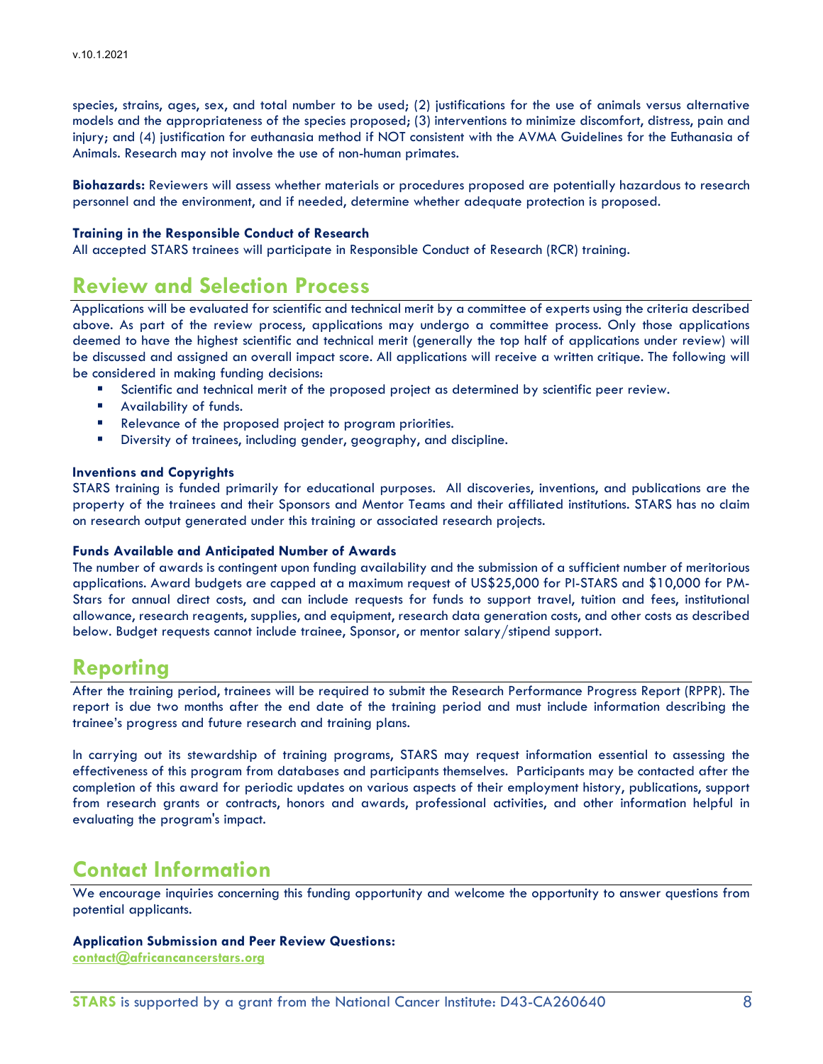species, strains, ages, sex, and total number to be used; (2) justifications for the use of animals versus alternative models and the appropriateness of the species proposed; (3) interventions to minimize discomfort, distress, pain and injury; and (4) justification for euthanasia method if NOT consistent with the AVMA Guidelines for the Euthanasia of Animals. Research may not involve the use of non-human primates.

**Biohazards:** Reviewers will assess whether materials or procedures proposed are potentially hazardous to research personnel and the environment, and if needed, determine whether adequate protection is proposed.

**Training in the Responsible Conduct of Research**

All accepted STARS trainees will participate in Responsible Conduct of Research (RCR) training.

## Review and Selection Process

Applications will be evaluated for scientific and technical merit by a committee of experts using the criteria described above. As part of the review process, applications may undergo a committee process. Only those applications deemed to have the highest scientific and technical merit (generally the top half of applications under review) will be discussed and assigned an overall impact score. All applications will receive a written critique. The following will be considered in making funding decisions:

- Scientific and technical merit of the proposed project as determined by scientific peer review.
- Availability of funds.
- Relevance of the proposed project to program priorities.
- Diversity of trainees, including gender, geography, and discipline.

**Inventions and Copyrights**

STARS training is funded primarily for educational purposes. All discoveries, inventions, and publications are the property of the trainees and their Sponsors and Mentor Teams and their affiliated institutions. STARS has no claim on research output generated under this training or associated research projects.

**Funds Available and Anticipated Number of Awards**

The number of awards is contingent upon funding availability and the submission of a sufficient number of meritorious applications. Award budgets are capped at a maximum request of US$25,000 for PI-STARS and $10,000 for PM-Stars for annual direct costs, and can include requests for funds to support travel, tuition and fees, institutional allowance, research reagents, supplies, and equipment, research data generation costs, and other costs as described below. Budget requests cannot include trainee, Sponsor, or mentor salary/stipend support.

## Reporting

After the training period, trainees will be required to submit the Research Performance Progress Report (RPPR). The report is due two months after the end date of the training period and must include information describing the trainee's progress and future research and training plans.

In carrying out its stewardship of training programs, STARS may request information essential to assessing the effectiveness of this program from databases and participants themselves. Participants may be contacted after the completion of this award for periodic updates on various aspects of their employment history, publications, support from research grants or contracts, honors and awards, professional activities, and other information helpful in evaluating the program's impact.

## Contact Information

We encourage inquiries concerning this funding opportunity and welcome the opportunity to answer questions from potential applicants.

**Application Submission and Peer Review Questions:**

contact@africancancerstars.org